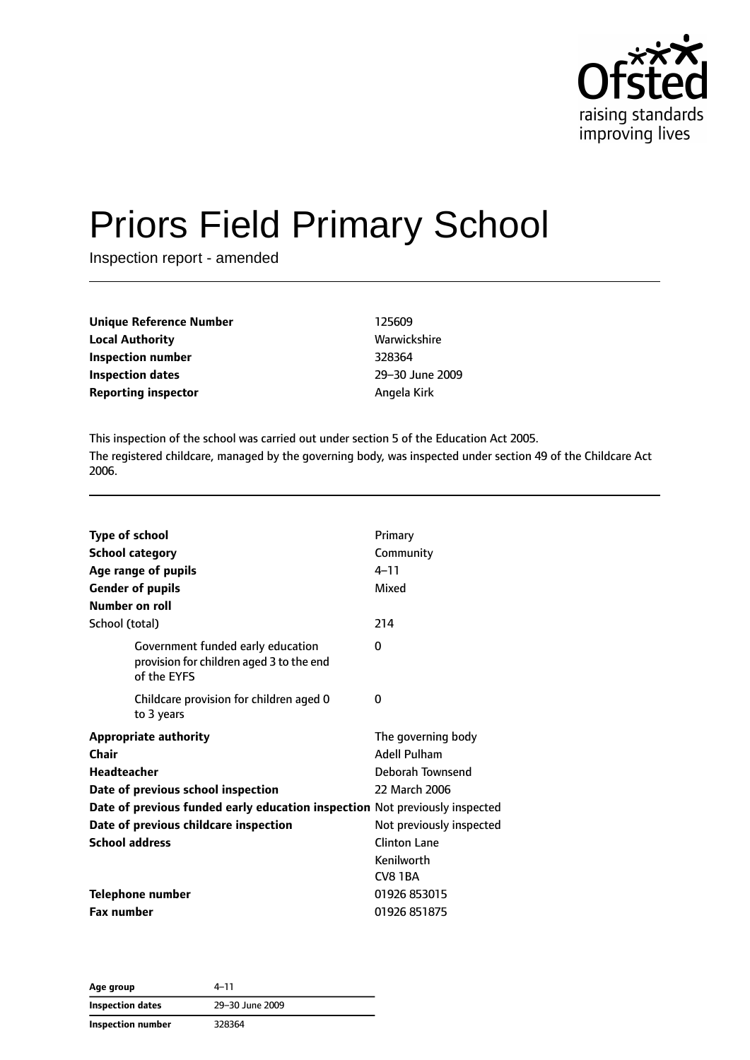# Priors Field Primary School

Inspection report - amended

| | |
|---|---|
| **Unique Reference Number** | 125609 |
| **Local Authority** | Warwickshire |
| **Inspection number** | 328364 |
| **Inspection dates** | 29–30 June 2009 |
| **Reporting inspector** | Angela Kirk |

This inspection of the school was carried out under section 5 of the Education Act 2005.

The registered childcare, managed by the governing body, was inspected under section 49 of the Childcare Act 2006.

| | |
|---|---|
| **Type of school** | Primary |
| **School category** | Community |
| **Age range of pupils** | 4–11 |
| **Gender of pupils** | Mixed |
| **Number on roll** | |
| School (total) | 214 |
| Government funded early education provision for children aged 3 to the end of the EYFS | 0 |
| Childcare provision for children aged 0 to 3 years | 0 |
| **Appropriate authority** | The governing body |
| **Chair** | Adell Pulham |
| **Headteacher** | Deborah Townsend |
| **Date of previous school inspection** | 22 March 2006 |
| **Date of previous funded early education inspection** | Not previously inspected |
| **Date of previous childcare inspection** | Not previously inspected |
| **School address** | Clinton Lane<br>Kenilworth<br>CV8 1BA |
| **Telephone number** | 01926 853015 |
| **Fax number** | 01926 851875 |

| | |
|---|---|
| **Age group** | 4–11 |
| **Inspection dates** | 29–30 June 2009 |
| **Inspection number** | 328364 |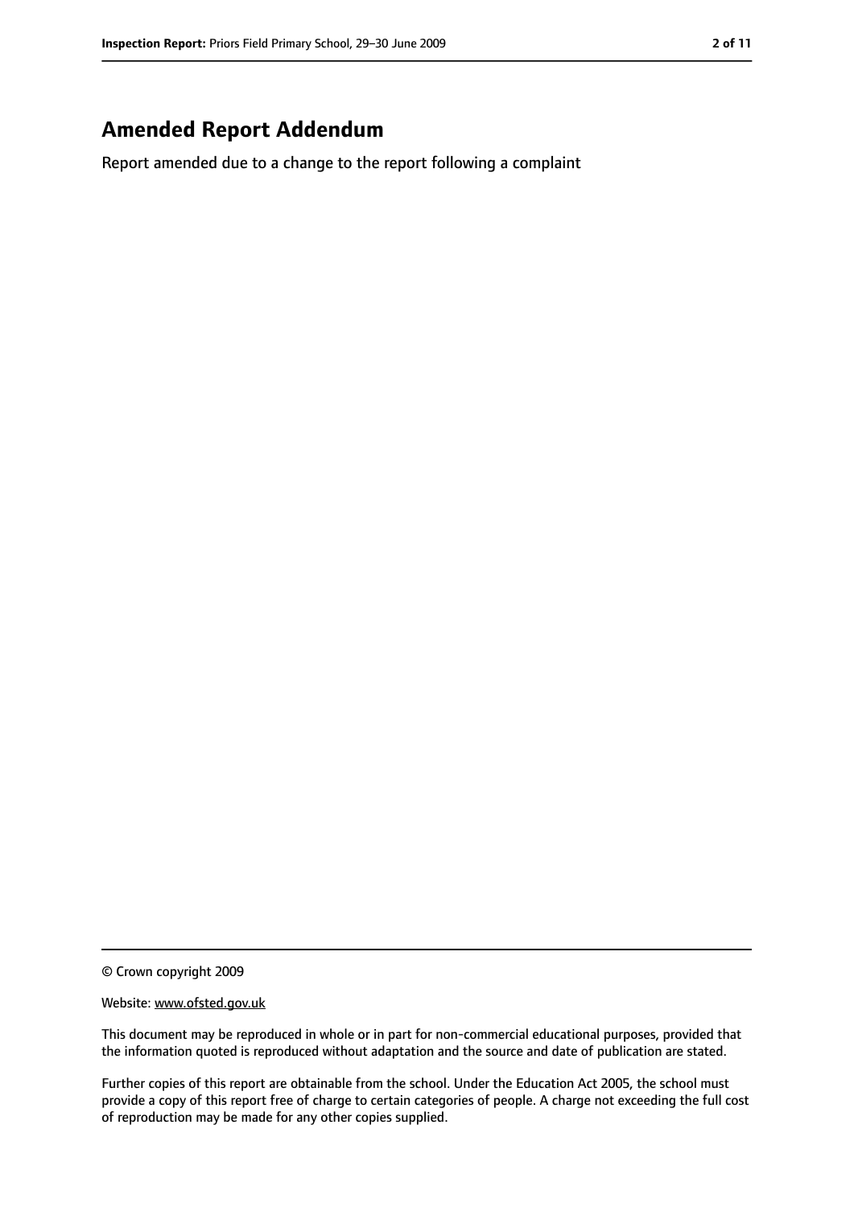## Amended Report Addendum

Report amended due to a change to the report following a complaint

---

© Crown copyright 2009

Website: www.ofsted.gov.uk

This document may be reproduced in whole or in part for non-commercial educational purposes, provided that the information quoted is reproduced without adaptation and the source and date of publication are stated.

Further copies of this report are obtainable from the school. Under the Education Act 2005, the school must provide a copy of this report free of charge to certain categories of people. A charge not exceeding the full cost of reproduction may be made for any other copies supplied.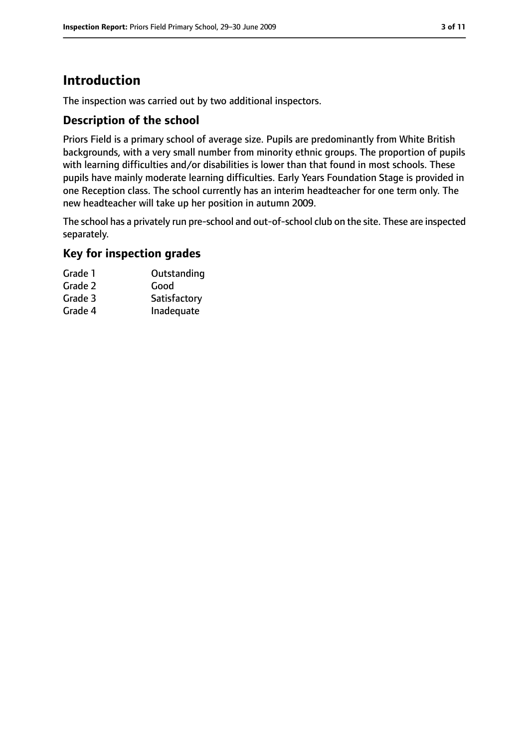# Introduction

The inspection was carried out by two additional inspectors.

## Description of the school

Priors Field is a primary school of average size. Pupils are predominantly from White British backgrounds, with a very small number from minority ethnic groups. The proportion of pupils with learning difficulties and/or disabilities is lower than that found in most schools. These pupils have mainly moderate learning difficulties. Early Years Foundation Stage is provided in one Reception class. The school currently has an interim headteacher for one term only. The new headteacher will take up her position in autumn 2009.

The school has a privately run pre-school and out-of-school club on the site. These are inspected separately.

## Key for inspection grades

| | |
|---|---|
| Grade 1 | Outstanding |
| Grade 2 | Good |
| Grade 3 | Satisfactory |
| Grade 4 | Inadequate |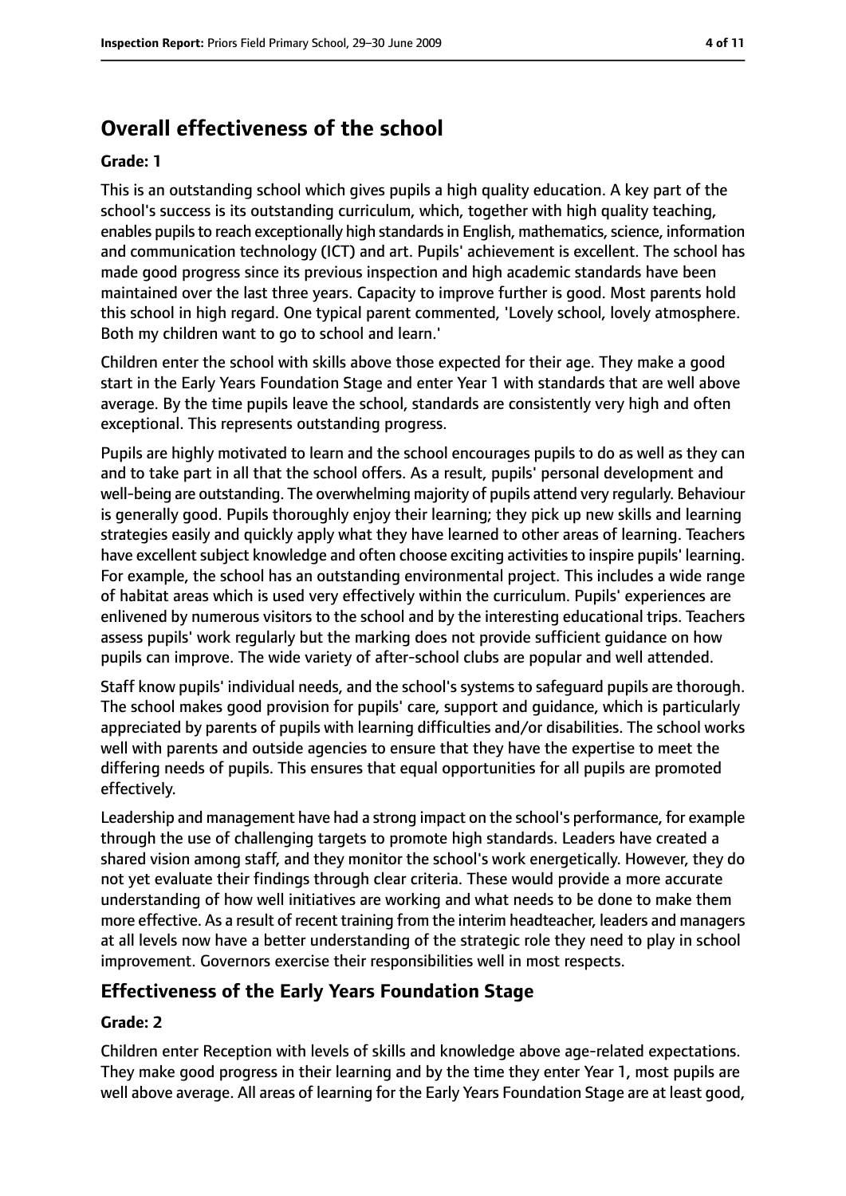## Overall effectiveness of the school

**Grade: 1**

This is an outstanding school which gives pupils a high quality education. A key part of the school's success is its outstanding curriculum, which, together with high quality teaching, enables pupils to reach exceptionally high standards in English, mathematics, science, information and communication technology (ICT) and art. Pupils' achievement is excellent. The school has made good progress since its previous inspection and high academic standards have been maintained over the last three years. Capacity to improve further is good. Most parents hold this school in high regard. One typical parent commented, 'Lovely school, lovely atmosphere. Both my children want to go to school and learn.'

Children enter the school with skills above those expected for their age. They make a good start in the Early Years Foundation Stage and enter Year 1 with standards that are well above average. By the time pupils leave the school, standards are consistently very high and often exceptional. This represents outstanding progress.

Pupils are highly motivated to learn and the school encourages pupils to do as well as they can and to take part in all that the school offers. As a result, pupils' personal development and well-being are outstanding. The overwhelming majority of pupils attend very regularly. Behaviour is generally good. Pupils thoroughly enjoy their learning; they pick up new skills and learning strategies easily and quickly apply what they have learned to other areas of learning. Teachers have excellent subject knowledge and often choose exciting activities to inspire pupils' learning. For example, the school has an outstanding environmental project. This includes a wide range of habitat areas which is used very effectively within the curriculum. Pupils' experiences are enlivened by numerous visitors to the school and by the interesting educational trips. Teachers assess pupils' work regularly but the marking does not provide sufficient guidance on how pupils can improve. The wide variety of after-school clubs are popular and well attended.

Staff know pupils' individual needs, and the school's systems to safeguard pupils are thorough. The school makes good provision for pupils' care, support and guidance, which is particularly appreciated by parents of pupils with learning difficulties and/or disabilities. The school works well with parents and outside agencies to ensure that they have the expertise to meet the differing needs of pupils. This ensures that equal opportunities for all pupils are promoted effectively.

Leadership and management have had a strong impact on the school's performance, for example through the use of challenging targets to promote high standards. Leaders have created a shared vision among staff, and they monitor the school's work energetically. However, they do not yet evaluate their findings through clear criteria. These would provide a more accurate understanding of how well initiatives are working and what needs to be done to make them more effective. As a result of recent training from the interim headteacher, leaders and managers at all levels now have a better understanding of the strategic role they need to play in school improvement. Governors exercise their responsibilities well in most respects.

## Effectiveness of the Early Years Foundation Stage

**Grade: 2**

Children enter Reception with levels of skills and knowledge above age-related expectations. They make good progress in their learning and by the time they enter Year 1, most pupils are well above average. All areas of learning for the Early Years Foundation Stage are at least good,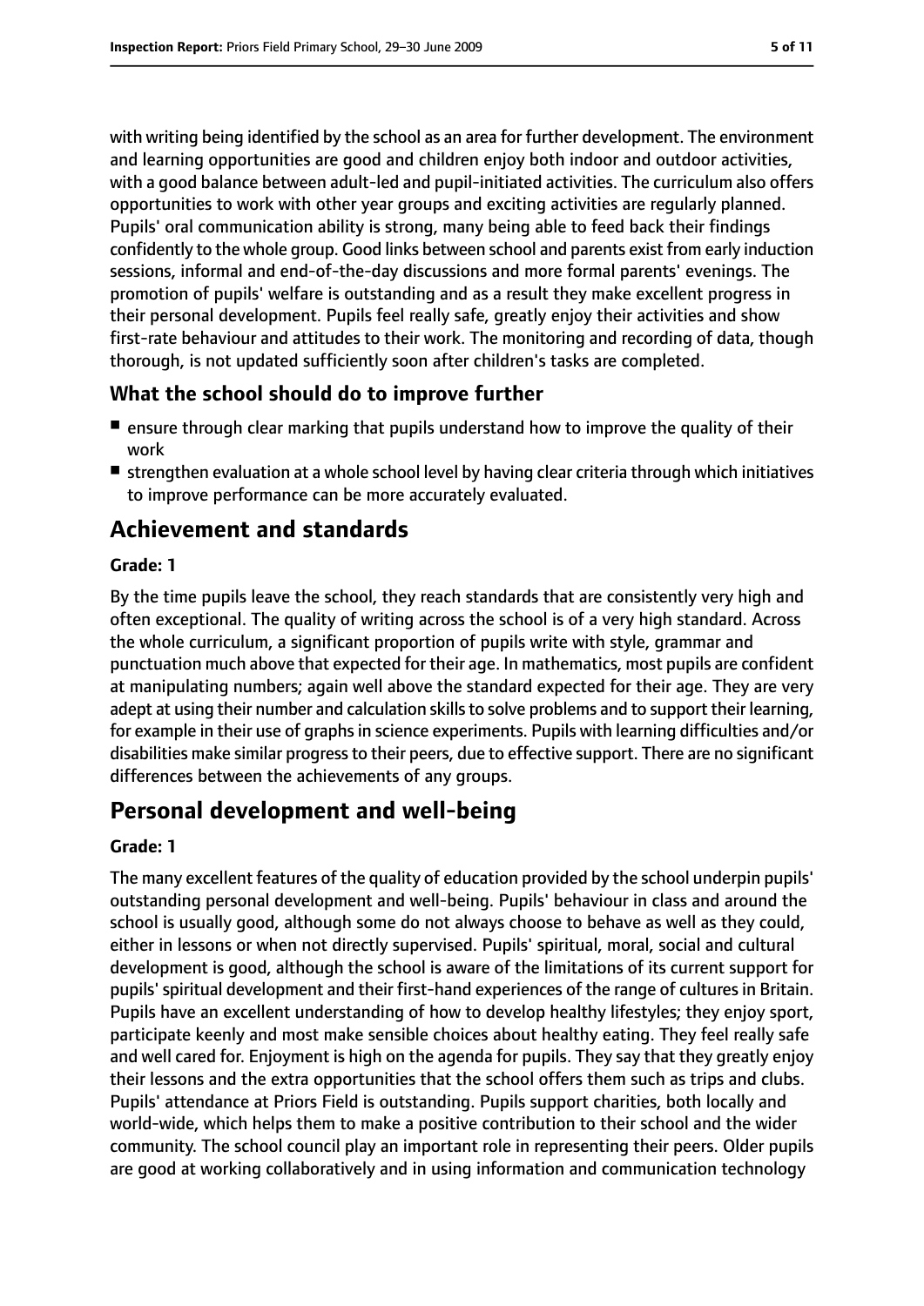with writing being identified by the school as an area for further development. The environment and learning opportunities are good and children enjoy both indoor and outdoor activities, with a good balance between adult-led and pupil-initiated activities. The curriculum also offers opportunities to work with other year groups and exciting activities are regularly planned. Pupils' oral communication ability is strong, many being able to feed back their findings confidently to the whole group. Good links between school and parents exist from early induction sessions, informal and end-of-the-day discussions and more formal parents' evenings. The promotion of pupils' welfare is outstanding and as a result they make excellent progress in their personal development. Pupils feel really safe, greatly enjoy their activities and show first-rate behaviour and attitudes to their work. The monitoring and recording of data, though thorough, is not updated sufficiently soon after children's tasks are completed.

### What the school should do to improve further

- ensure through clear marking that pupils understand how to improve the quality of their work
- strengthen evaluation at a whole school level by having clear criteria through which initiatives to improve performance can be more accurately evaluated.

## Achievement and standards

#### Grade: 1

By the time pupils leave the school, they reach standards that are consistently very high and often exceptional. The quality of writing across the school is of a very high standard. Across the whole curriculum, a significant proportion of pupils write with style, grammar and punctuation much above that expected for their age. In mathematics, most pupils are confident at manipulating numbers; again well above the standard expected for their age. They are very adept at using their number and calculation skills to solve problems and to support their learning, for example in their use of graphs in science experiments. Pupils with learning difficulties and/or disabilities make similar progress to their peers, due to effective support. There are no significant differences between the achievements of any groups.

## Personal development and well-being

#### Grade: 1

The many excellent features of the quality of education provided by the school underpin pupils' outstanding personal development and well-being. Pupils' behaviour in class and around the school is usually good, although some do not always choose to behave as well as they could, either in lessons or when not directly supervised. Pupils' spiritual, moral, social and cultural development is good, although the school is aware of the limitations of its current support for pupils' spiritual development and their first-hand experiences of the range of cultures in Britain. Pupils have an excellent understanding of how to develop healthy lifestyles; they enjoy sport, participate keenly and most make sensible choices about healthy eating. They feel really safe and well cared for. Enjoyment is high on the agenda for pupils. They say that they greatly enjoy their lessons and the extra opportunities that the school offers them such as trips and clubs. Pupils' attendance at Priors Field is outstanding. Pupils support charities, both locally and world-wide, which helps them to make a positive contribution to their school and the wider community. The school council play an important role in representing their peers. Older pupils are good at working collaboratively and in using information and communication technology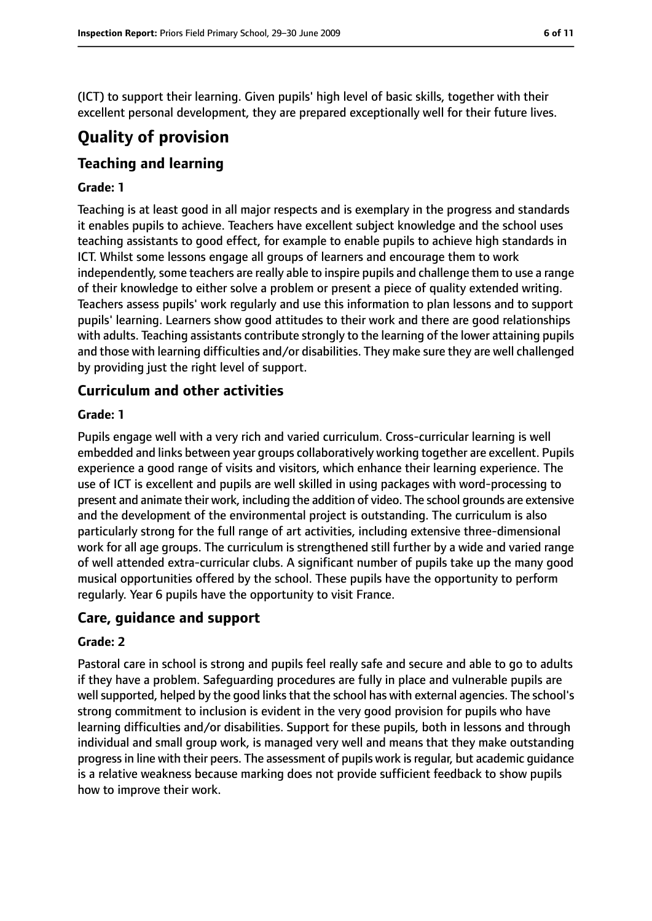(ICT) to support their learning. Given pupils' high level of basic skills, together with their excellent personal development, they are prepared exceptionally well for their future lives.

# Quality of provision

## Teaching and learning

**Grade: 1**

Teaching is at least good in all major respects and is exemplary in the progress and standards it enables pupils to achieve. Teachers have excellent subject knowledge and the school uses teaching assistants to good effect, for example to enable pupils to achieve high standards in ICT. Whilst some lessons engage all groups of learners and encourage them to work independently, some teachers are really able to inspire pupils and challenge them to use a range of their knowledge to either solve a problem or present a piece of quality extended writing. Teachers assess pupils' work regularly and use this information to plan lessons and to support pupils' learning. Learners show good attitudes to their work and there are good relationships with adults. Teaching assistants contribute strongly to the learning of the lower attaining pupils and those with learning difficulties and/or disabilities. They make sure they are well challenged by providing just the right level of support.

## Curriculum and other activities

**Grade: 1**

Pupils engage well with a very rich and varied curriculum. Cross-curricular learning is well embedded and links between year groups collaboratively working together are excellent. Pupils experience a good range of visits and visitors, which enhance their learning experience. The use of ICT is excellent and pupils are well skilled in using packages with word-processing to present and animate their work, including the addition of video. The school grounds are extensive and the development of the environmental project is outstanding. The curriculum is also particularly strong for the full range of art activities, including extensive three-dimensional work for all age groups. The curriculum is strengthened still further by a wide and varied range of well attended extra-curricular clubs. A significant number of pupils take up the many good musical opportunities offered by the school. These pupils have the opportunity to perform regularly. Year 6 pupils have the opportunity to visit France.

## Care, guidance and support

**Grade: 2**

Pastoral care in school is strong and pupils feel really safe and secure and able to go to adults if they have a problem. Safeguarding procedures are fully in place and vulnerable pupils are well supported, helped by the good links that the school has with external agencies. The school's strong commitment to inclusion is evident in the very good provision for pupils who have learning difficulties and/or disabilities. Support for these pupils, both in lessons and through individual and small group work, is managed very well and means that they make outstanding progress in line with their peers. The assessment of pupils work is regular, but academic guidance is a relative weakness because marking does not provide sufficient feedback to show pupils how to improve their work.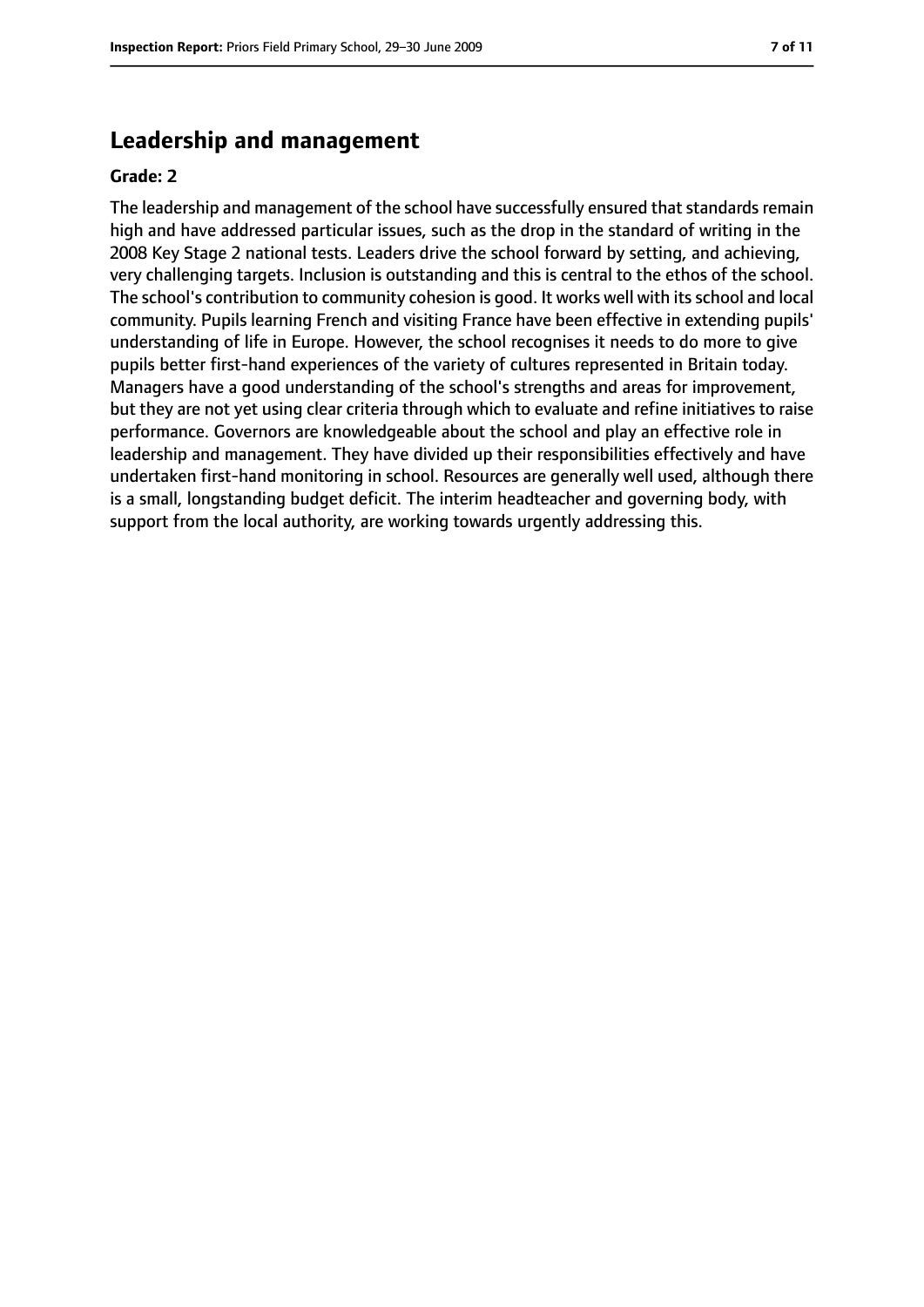## Leadership and management

**Grade: 2**

The leadership and management of the school have successfully ensured that standards remain high and have addressed particular issues, such as the drop in the standard of writing in the 2008 Key Stage 2 national tests. Leaders drive the school forward by setting, and achieving, very challenging targets. Inclusion is outstanding and this is central to the ethos of the school. The school's contribution to community cohesion is good. It works well with its school and local community. Pupils learning French and visiting France have been effective in extending pupils' understanding of life in Europe. However, the school recognises it needs to do more to give pupils better first-hand experiences of the variety of cultures represented in Britain today. Managers have a good understanding of the school's strengths and areas for improvement, but they are not yet using clear criteria through which to evaluate and refine initiatives to raise performance. Governors are knowledgeable about the school and play an effective role in leadership and management. They have divided up their responsibilities effectively and have undertaken first-hand monitoring in school. Resources are generally well used, although there is a small, longstanding budget deficit. The interim headteacher and governing body, with support from the local authority, are working towards urgently addressing this.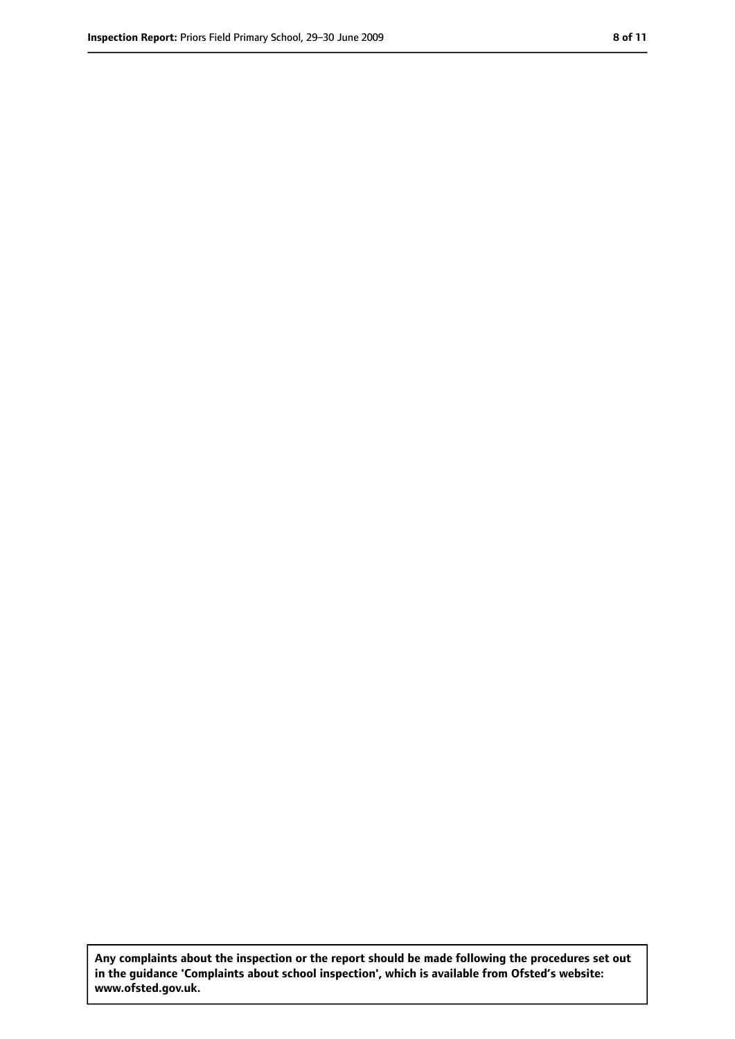**Any complaints about the inspection or the report should be made following the procedures set out in the guidance 'Complaints about school inspection', which is available from Ofsted's website: www.ofsted.gov.uk.**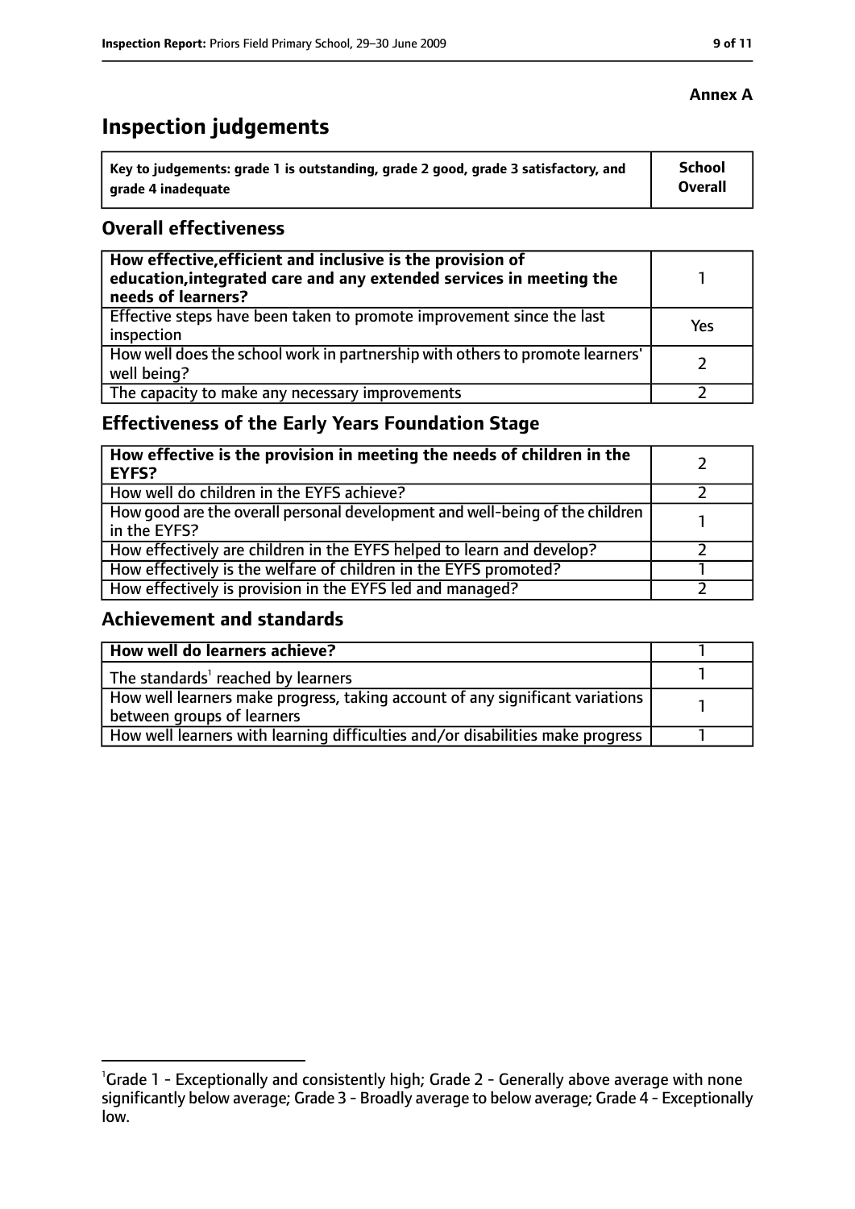**Annex A**

# Inspection judgements

| Key to judgements: grade 1 is outstanding, grade 2 good, grade 3 satisfactory, and grade 4 inadequate | School Overall |
|---|---|

## Overall effectiveness

| | |
|---|---|
| **How effective, efficient and inclusive is the provision of education, integrated care and any extended services in meeting the needs of learners?** | 1 |
| Effective steps have been taken to promote improvement since the last inspection | Yes |
| How well does the school work in partnership with others to promote learners' well being? | 2 |
| The capacity to make any necessary improvements | 2 |

## Effectiveness of the Early Years Foundation Stage

| | |
|---|---|
| **How effective is the provision in meeting the needs of children in the EYFS?** | 2 |
| How well do children in the EYFS achieve? | 2 |
| How good are the overall personal development and well-being of the children in the EYFS? | 1 |
| How effectively are children in the EYFS helped to learn and develop? | 2 |
| How effectively is the welfare of children in the EYFS promoted? | 1 |
| How effectively is provision in the EYFS led and managed? | 2 |

## Achievement and standards

| | |
|---|---|
| **How well do learners achieve?** | 1 |
| The standards[1] reached by learners | 1 |
| How well learners make progress, taking account of any significant variations between groups of learners | 1 |
| How well learners with learning difficulties and/or disabilities make progress | 1 |

[1]Grade 1 - Exceptionally and consistently high; Grade 2 - Generally above average with none significantly below average; Grade 3 - Broadly average to below average; Grade 4 - Exceptionally low.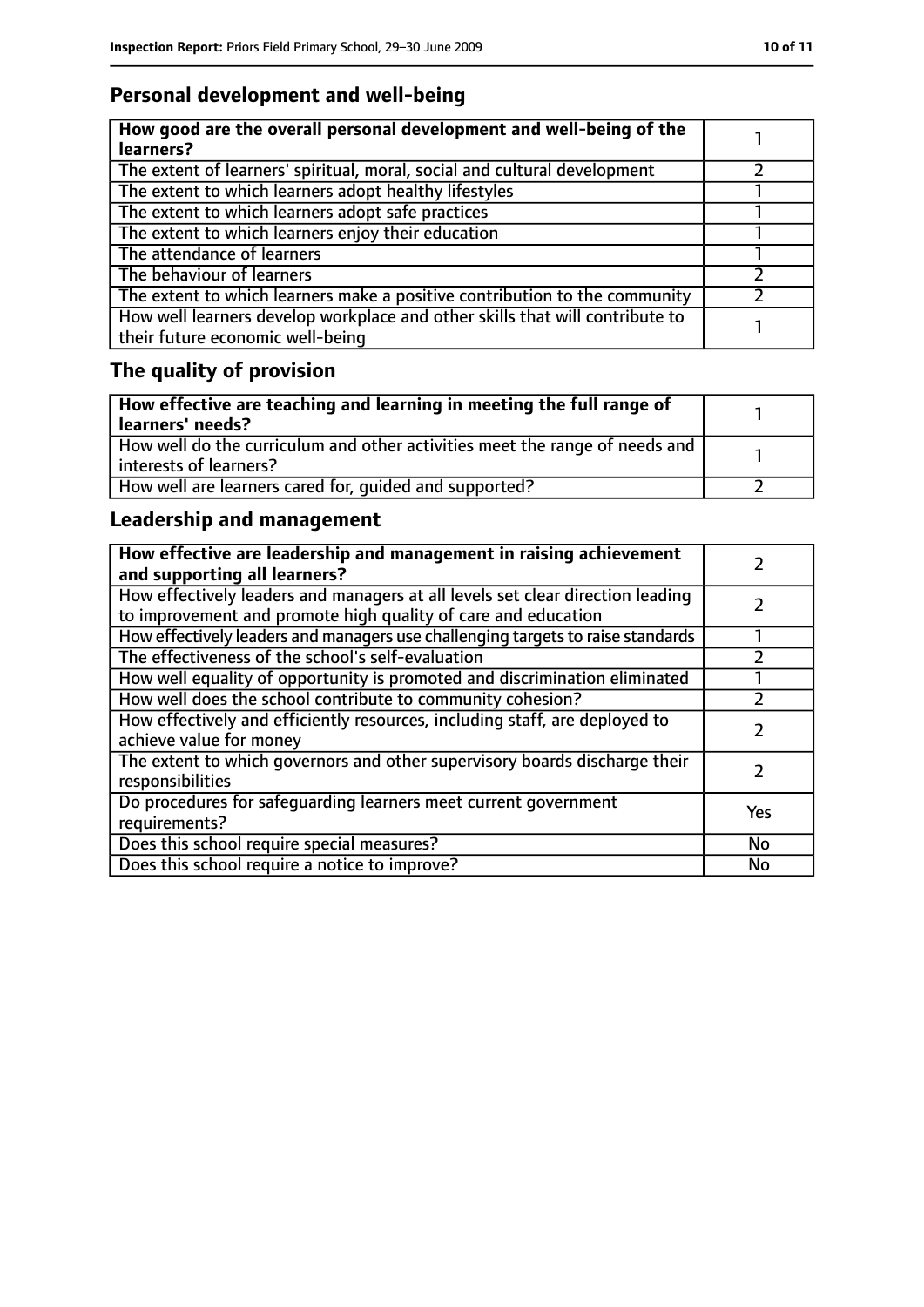## Personal development and well-being

| **How good are the overall personal development and well-being of the learners?** | 1 |
|---|---|
| The extent of learners' spiritual, moral, social and cultural development | 2 |
| The extent to which learners adopt healthy lifestyles | 1 |
| The extent to which learners adopt safe practices | 1 |
| The extent to which learners enjoy their education | 1 |
| The attendance of learners | 1 |
| The behaviour of learners | 2 |
| The extent to which learners make a positive contribution to the community | 2 |
| How well learners develop workplace and other skills that will contribute to their future economic well-being | 1 |

## The quality of provision

| **How effective are teaching and learning in meeting the full range of learners' needs?** | 1 |
|---|---|
| How well do the curriculum and other activities meet the range of needs and interests of learners? | 1 |
| How well are learners cared for, guided and supported? | 2 |

## Leadership and management

| **How effective are leadership and management in raising achievement and supporting all learners?** | 2 |
|---|---|
| How effectively leaders and managers at all levels set clear direction leading to improvement and promote high quality of care and education | 2 |
| How effectively leaders and managers use challenging targets to raise standards | 1 |
| The effectiveness of the school's self-evaluation | 2 |
| How well equality of opportunity is promoted and discrimination eliminated | 1 |
| How well does the school contribute to community cohesion? | 2 |
| How effectively and efficiently resources, including staff, are deployed to achieve value for money | 2 |
| The extent to which governors and other supervisory boards discharge their responsibilities | 2 |
| Do procedures for safeguarding learners meet current government requirements? | Yes |
| Does this school require special measures? | No |
| Does this school require a notice to improve? | No |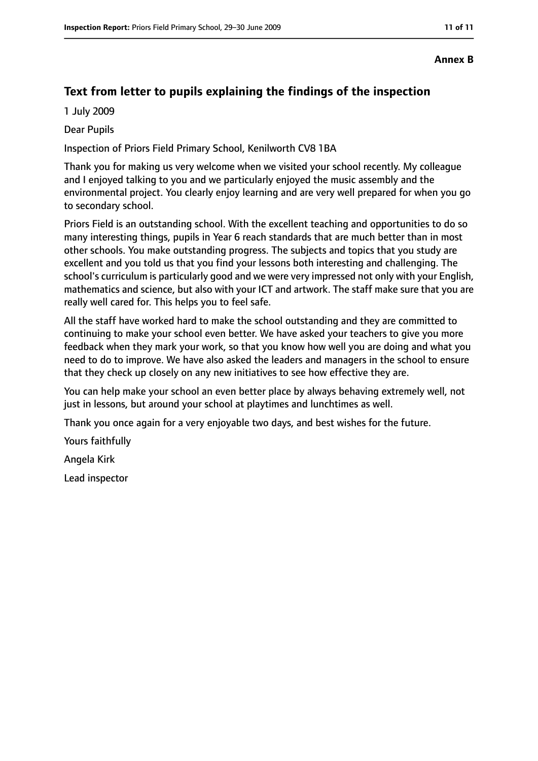**Annex B**

## Text from letter to pupils explaining the findings of the inspection

1 July 2009

Dear Pupils

Inspection of Priors Field Primary School, Kenilworth CV8 1BA

Thank you for making us very welcome when we visited your school recently. My colleague and I enjoyed talking to you and we particularly enjoyed the music assembly and the environmental project. You clearly enjoy learning and are very well prepared for when you go to secondary school.

Priors Field is an outstanding school. With the excellent teaching and opportunities to do so many interesting things, pupils in Year 6 reach standards that are much better than in most other schools. You make outstanding progress. The subjects and topics that you study are excellent and you told us that you find your lessons both interesting and challenging. The school's curriculum is particularly good and we were very impressed not only with your English, mathematics and science, but also with your ICT and artwork. The staff make sure that you are really well cared for. This helps you to feel safe.

All the staff have worked hard to make the school outstanding and they are committed to continuing to make your school even better. We have asked your teachers to give you more feedback when they mark your work, so that you know how well you are doing and what you need to do to improve. We have also asked the leaders and managers in the school to ensure that they check up closely on any new initiatives to see how effective they are.

You can help make your school an even better place by always behaving extremely well, not just in lessons, but around your school at playtimes and lunchtimes as well.

Thank you once again for a very enjoyable two days, and best wishes for the future.

Yours faithfully

Angela Kirk

Lead inspector